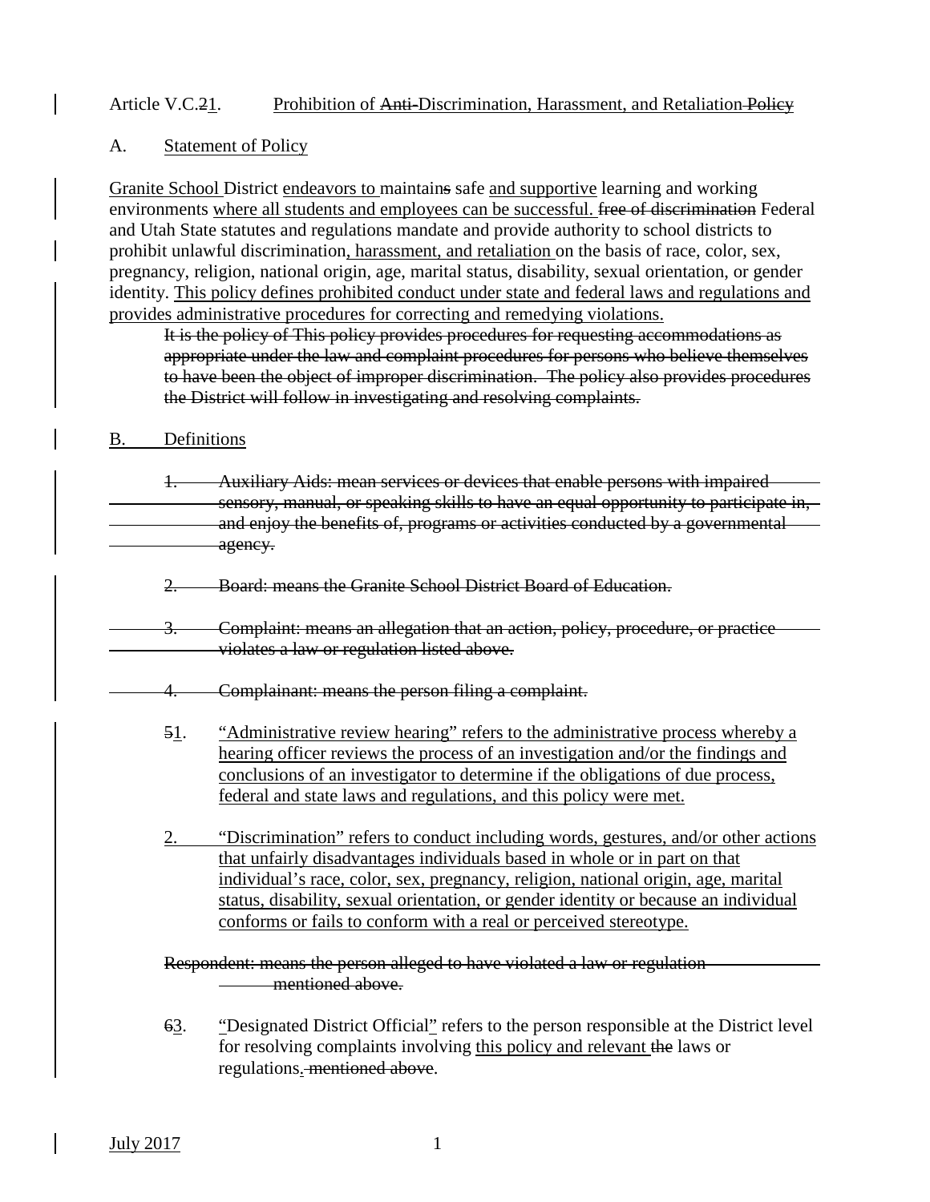Article V.C.~~2~~1. Prohibition of ~~Anti-~~Discrimination, Harassment, and Retaliation ~~Policy~~

A. Statement of Policy

Granite School District endeavors to maintain~~s~~ safe and supportive learning and working environments where all students and employees can be successful. ~~free of discrimination~~ Federal and Utah State statutes and regulations mandate and provide authority to school districts to prohibit unlawful discrimination, harassment, and retaliation on the basis of race, color, sex, pregnancy, religion, national origin, age, marital status, disability, sexual orientation, or gender identity. This policy defines prohibited conduct under state and federal laws and regulations and provides administrative procedures for correcting and remedying violations.

~~It is the policy of This policy provides procedures for requesting accommodations as appropriate under the law and complaint procedures for persons who believe themselves to have been the object of improper discrimination. The policy also provides procedures the District will follow in investigating and resolving complaints.~~

B. Definitions

~~1. Auxiliary Aids: mean services or devices that enable persons with impaired sensory, manual, or speaking skills to have an equal opportunity to participate in, and enjoy the benefits of, programs or activities conducted by a governmental agency.~~

~~2. Board: means the Granite School District Board of Education.~~

~~3. Complaint: means an allegation that an action, policy, procedure, or practice violates a law or regulation listed above.~~

~~4. Complainant: means the person filing a complaint.~~

~~5~~1. "Administrative review hearing" refers to the administrative process whereby a hearing officer reviews the process of an investigation and/or the findings and conclusions of an investigator to determine if the obligations of due process, federal and state laws and regulations, and this policy were met.

2. "Discrimination" refers to conduct including words, gestures, and/or other actions that unfairly disadvantages individuals based in whole or in part on that individual's race, color, sex, pregnancy, religion, national origin, age, marital status, disability, sexual orientation, or gender identity or because an individual conforms or fails to conform with a real or perceived stereotype.

~~Respondent: means the person alleged to have violated a law or regulation mentioned above.~~

~~6~~3. "Designated District Official" refers to the person responsible at the District level for resolving complaints involving this policy and relevant ~~the~~ laws or regulations. ~~mentioned above~~.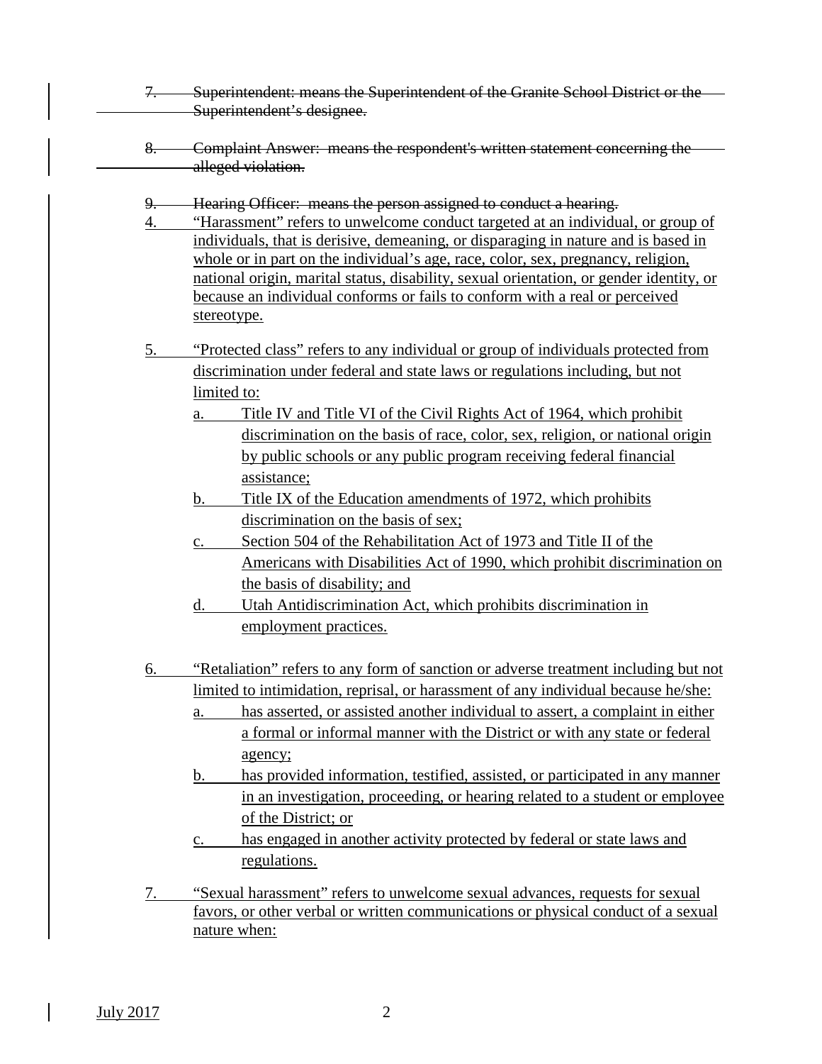7. ~~Superintendent: means the Superintendent of the Granite School District or the Superintendent's designee.~~

8. ~~Complaint Answer: means the respondent's written statement concerning the alleged violation.~~

9. ~~Hearing Officer: means the person assigned to conduct a hearing.~~

4. <u>"Harassment" refers to unwelcome conduct targeted at an individual, or group of individuals, that is derisive, demeaning, or disparaging in nature and is based in whole or in part on the individual's age, race, color, sex, pregnancy, religion, national origin, marital status, disability, sexual orientation, or gender identity, or because an individual conforms or fails to conform with a real or perceived stereotype.</u>

5. <u>"Protected class" refers to any individual or group of individuals protected from discrimination under federal and state laws or regulations including, but not limited to:</u>
   a. <u>Title IV and Title VI of the Civil Rights Act of 1964, which prohibit discrimination on the basis of race, color, sex, religion, or national origin by public schools or any public program receiving federal financial assistance;</u>
   b. <u>Title IX of the Education amendments of 1972, which prohibits discrimination on the basis of sex;</u>
   c. <u>Section 504 of the Rehabilitation Act of 1973 and Title II of the Americans with Disabilities Act of 1990, which prohibit discrimination on the basis of disability; and</u>
   d. <u>Utah Antidiscrimination Act, which prohibits discrimination in employment practices.</u>

6. <u>"Retaliation" refers to any form of sanction or adverse treatment including but not limited to intimidation, reprisal, or harassment of any individual because he/she:</u>
   a. <u>has asserted, or assisted another individual to assert, a complaint in either a formal or informal manner with the District or with any state or federal agency;</u>
   b. <u>has provided information, testified, assisted, or participated in any manner in an investigation, proceeding, or hearing related to a student or employee of the District; or</u>
   c. <u>has engaged in another activity protected by federal or state laws and regulations.</u>

7. <u>"Sexual harassment" refers to unwelcome sexual advances, requests for sexual favors, or other verbal or written communications or physical conduct of a sexual nature when:</u>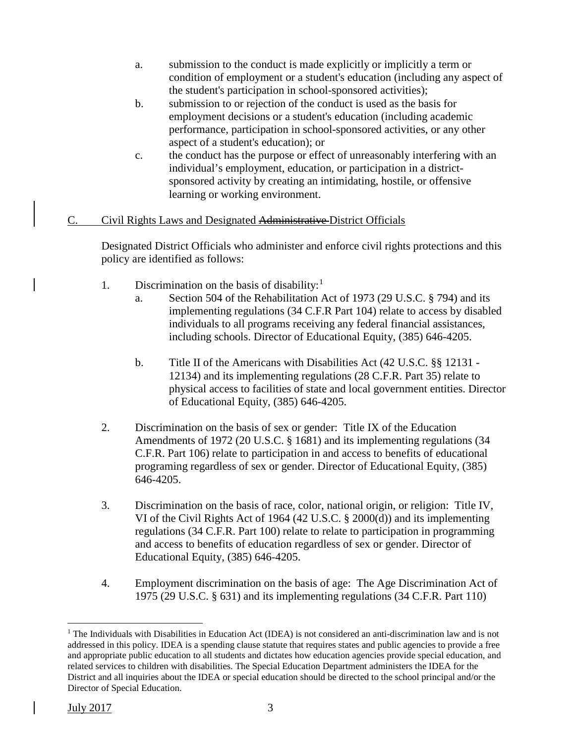a. submission to the conduct is made explicitly or implicitly a term or condition of employment or a student's education (including any aspect of the student's participation in school-sponsored activities);

b. submission to or rejection of the conduct is used as the basis for employment decisions or a student's education (including academic performance, participation in school-sponsored activities, or any other aspect of a student's education); or

c. the conduct has the purpose or effect of unreasonably interfering with an individual’s employment, education, or participation in a district-sponsored activity by creating an intimidating, hostile, or offensive learning or working environment.

## C. Civil Rights Laws and Designated ~~Administrative~~ District Officials

Designated District Officials who administer and enforce civil rights protections and this policy are identified as follows:

1. Discrimination on the basis of disability:[1]

   a. Section 504 of the Rehabilitation Act of 1973 (29 U.S.C. § 794) and its implementing regulations (34 C.F.R Part 104) relate to access by disabled individuals to all programs receiving any federal financial assistances, including schools. Director of Educational Equity, (385) 646-4205.

   b. Title II of the Americans with Disabilities Act (42 U.S.C. §§ 12131 - 12134) and its implementing regulations (28 C.F.R. Part 35) relate to physical access to facilities of state and local government entities. Director of Educational Equity, (385) 646-4205.

2. Discrimination on the basis of sex or gender: Title IX of the Education Amendments of 1972 (20 U.S.C. § 1681) and its implementing regulations (34 C.F.R. Part 106) relate to participation in and access to benefits of educational programing regardless of sex or gender. Director of Educational Equity, (385) 646-4205.

3. Discrimination on the basis of race, color, national origin, or religion: Title IV, VI of the Civil Rights Act of 1964 (42 U.S.C. § 2000(d)) and its implementing regulations (34 C.F.R. Part 100) relate to relate to participation in programming and access to benefits of education regardless of sex or gender. Director of Educational Equity, (385) 646-4205.

4. Employment discrimination on the basis of age: The Age Discrimination Act of 1975 (29 U.S.C. § 631) and its implementing regulations (34 C.F.R. Part 110)

---

[1] The Individuals with Disabilities in Education Act (IDEA) is not considered an anti-discrimination law and is not addressed in this policy. IDEA is a spending clause statute that requires states and public agencies to provide a free and appropriate public education to all students and dictates how education agencies provide special education, and related services to children with disabilities. The Special Education Department administers the IDEA for the District and all inquiries about the IDEA or special education should be directed to the school principal and/or the Director of Special Education.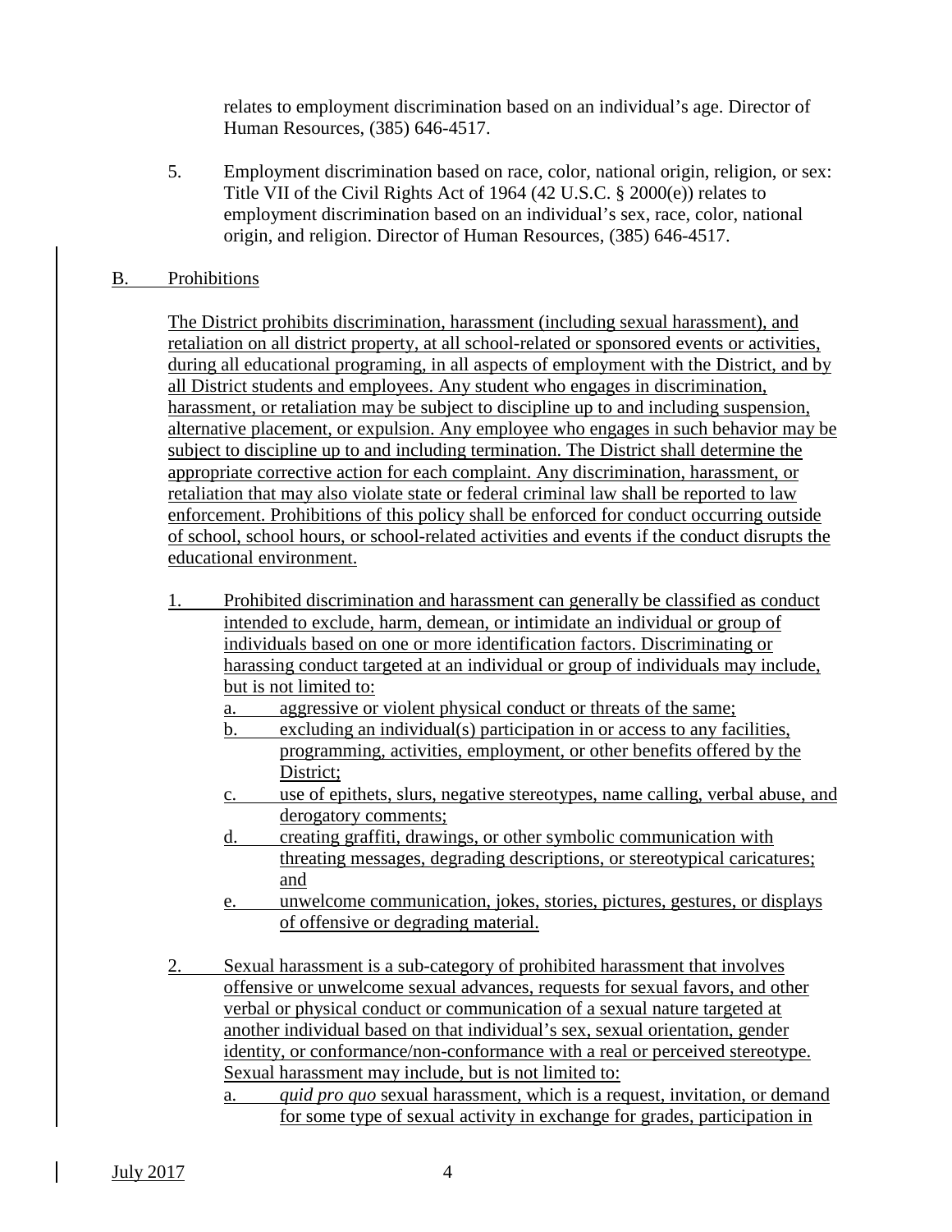relates to employment discrimination based on an individual's age. Director of Human Resources, (385) 646-4517.

5. Employment discrimination based on race, color, national origin, religion, or sex: Title VII of the Civil Rights Act of 1964 (42 U.S.C. § 2000(e)) relates to employment discrimination based on an individual's sex, race, color, national origin, and religion. Director of Human Resources, (385) 646-4517.

## B. Prohibitions

The District prohibits discrimination, harassment (including sexual harassment), and retaliation on all district property, at all school-related or sponsored events or activities, during all educational programing, in all aspects of employment with the District, and by all District students and employees. Any student who engages in discrimination, harassment, or retaliation may be subject to discipline up to and including suspension, alternative placement, or expulsion. Any employee who engages in such behavior may be subject to discipline up to and including termination. The District shall determine the appropriate corrective action for each complaint. Any discrimination, harassment, or retaliation that may also violate state or federal criminal law shall be reported to law enforcement. Prohibitions of this policy shall be enforced for conduct occurring outside of school, school hours, or school-related activities and events if the conduct disrupts the educational environment.

1. Prohibited discrimination and harassment can generally be classified as conduct intended to exclude, harm, demean, or intimidate an individual or group of individuals based on one or more identification factors. Discriminating or harassing conduct targeted at an individual or group of individuals may include, but is not limited to:
   a. aggressive or violent physical conduct or threats of the same;
   b. excluding an individual(s) participation in or access to any facilities, programming, activities, employment, or other benefits offered by the District;
   c. use of epithets, slurs, negative stereotypes, name calling, verbal abuse, and derogatory comments;
   d. creating graffiti, drawings, or other symbolic communication with threating messages, degrading descriptions, or stereotypical caricatures; and
   e. unwelcome communication, jokes, stories, pictures, gestures, or displays of offensive or degrading material.

2. Sexual harassment is a sub-category of prohibited harassment that involves offensive or unwelcome sexual advances, requests for sexual favors, and other verbal or physical conduct or communication of a sexual nature targeted at another individual based on that individual's sex, sexual orientation, gender identity, or conformance/non-conformance with a real or perceived stereotype. Sexual harassment may include, but is not limited to:
   a. *quid pro quo* sexual harassment, which is a request, invitation, or demand for some type of sexual activity in exchange for grades, participation in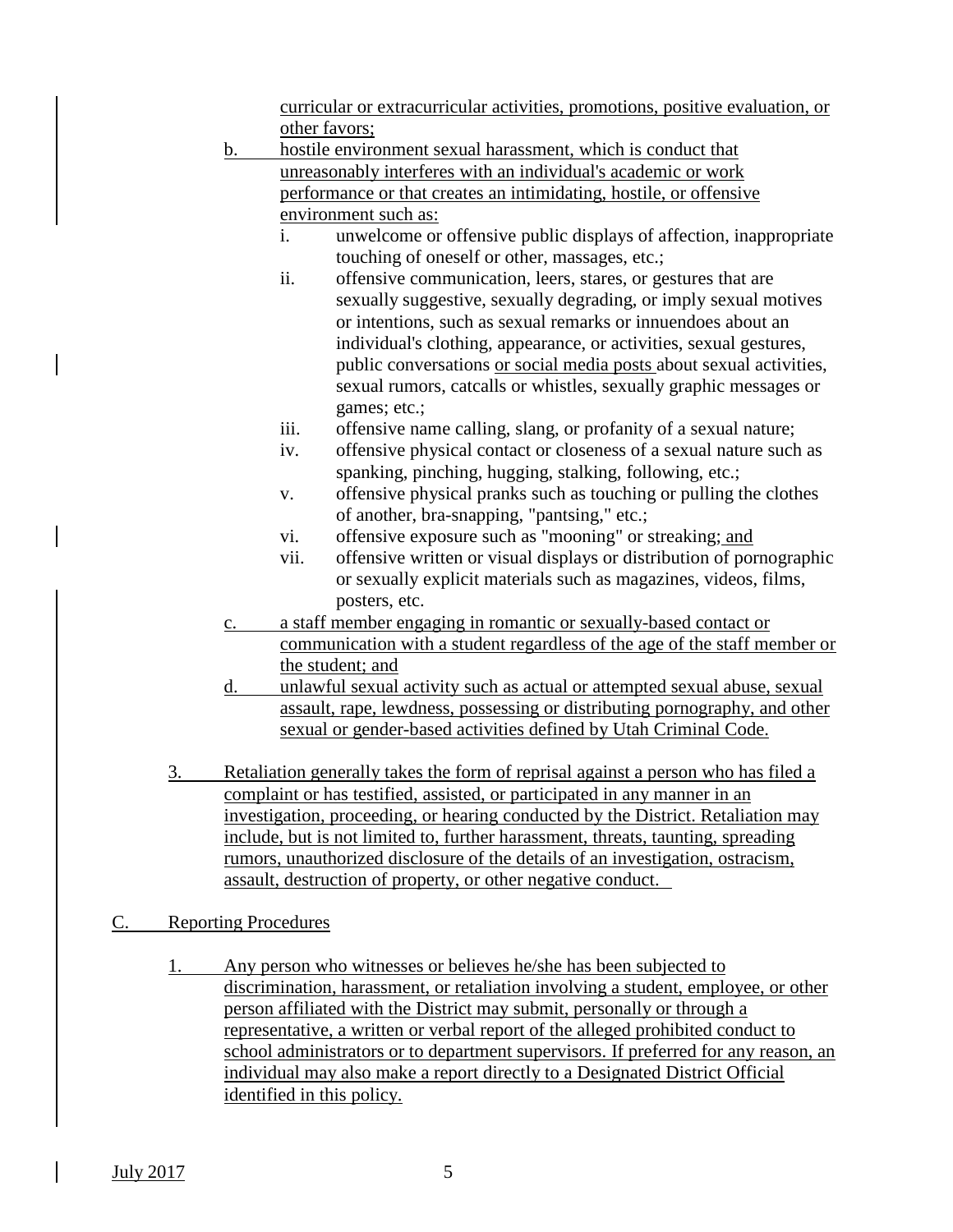curricular or extracurricular activities, promotions, positive evaluation, or other favors;

b. hostile environment sexual harassment, which is conduct that unreasonably interferes with an individual's academic or work performance or that creates an intimidating, hostile, or offensive environment such as:

   i. unwelcome or offensive public displays of affection, inappropriate touching of oneself or other, massages, etc.;

   ii. offensive communication, leers, stares, or gestures that are sexually suggestive, sexually degrading, or imply sexual motives or intentions, such as sexual remarks or innuendoes about an individual's clothing, appearance, or activities, sexual gestures, public conversations or social media posts about sexual activities, sexual rumors, catcalls or whistles, sexually graphic messages or games; etc.;

   iii. offensive name calling, slang, or profanity of a sexual nature;

   iv. offensive physical contact or closeness of a sexual nature such as spanking, pinching, hugging, stalking, following, etc.;

   v. offensive physical pranks such as touching or pulling the clothes of another, bra-snapping, "pantsing," etc.;

   vi. offensive exposure such as "mooning" or streaking; and

   vii. offensive written or visual displays or distribution of pornographic or sexually explicit materials such as magazines, videos, films, posters, etc.

c. a staff member engaging in romantic or sexually-based contact or communication with a student regardless of the age of the staff member or the student; and

d. unlawful sexual activity such as actual or attempted sexual abuse, sexual assault, rape, lewdness, possessing or distributing pornography, and other sexual or gender-based activities defined by Utah Criminal Code.

3. Retaliation generally takes the form of reprisal against a person who has filed a complaint or has testified, assisted, or participated in any manner in an investigation, proceeding, or hearing conducted by the District. Retaliation may include, but is not limited to, further harassment, threats, taunting, spreading rumors, unauthorized disclosure of the details of an investigation, ostracism, assault, destruction of property, or other negative conduct.

## C. Reporting Procedures

1. Any person who witnesses or believes he/she has been subjected to discrimination, harassment, or retaliation involving a student, employee, or other person affiliated with the District may submit, personally or through a representative, a written or verbal report of the alleged prohibited conduct to school administrators or to department supervisors. If preferred for any reason, an individual may also make a report directly to a Designated District Official identified in this policy.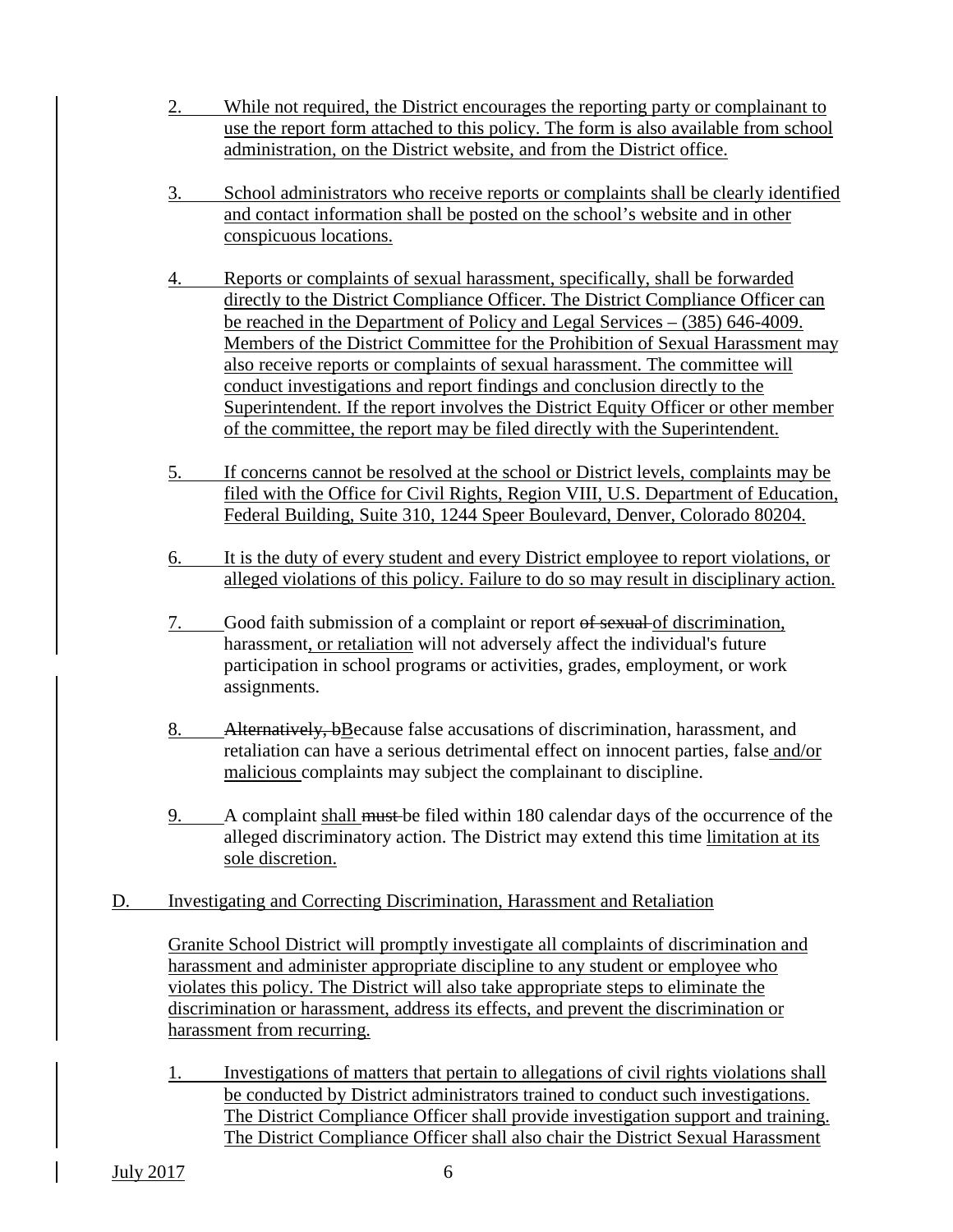2. While not required, the District encourages the reporting party or complainant to use the report form attached to this policy. The form is also available from school administration, on the District website, and from the District office.

3. School administrators who receive reports or complaints shall be clearly identified and contact information shall be posted on the school's website and in other conspicuous locations.

4. Reports or complaints of sexual harassment, specifically, shall be forwarded directly to the District Compliance Officer. The District Compliance Officer can be reached in the Department of Policy and Legal Services – (385) 646-4009. Members of the District Committee for the Prohibition of Sexual Harassment may also receive reports or complaints of sexual harassment. The committee will conduct investigations and report findings and conclusion directly to the Superintendent. If the report involves the District Equity Officer or other member of the committee, the report may be filed directly with the Superintendent.

5. If concerns cannot be resolved at the school or District levels, complaints may be filed with the Office for Civil Rights, Region VIII, U.S. Department of Education, Federal Building, Suite 310, 1244 Speer Boulevard, Denver, Colorado 80204.

6. It is the duty of every student and every District employee to report violations, or alleged violations of this policy. Failure to do so may result in disciplinary action.

7. Good faith submission of a complaint or report ~~of sexual~~ of discrimination, harassment, or retaliation will not adversely affect the individual's future participation in school programs or activities, grades, employment, or work assignments.

8. ~~Alternatively, b~~Because false accusations of discrimination, harassment, and retaliation can have a serious detrimental effect on innocent parties, false and/or malicious complaints may subject the complainant to discipline.

9. A complaint shall ~~must~~ be filed within 180 calendar days of the occurrence of the alleged discriminatory action. The District may extend this time limitation at its sole discretion.

D. Investigating and Correcting Discrimination, Harassment and Retaliation

Granite School District will promptly investigate all complaints of discrimination and harassment and administer appropriate discipline to any student or employee who violates this policy. The District will also take appropriate steps to eliminate the discrimination or harassment, address its effects, and prevent the discrimination or harassment from recurring.

1. Investigations of matters that pertain to allegations of civil rights violations shall be conducted by District administrators trained to conduct such investigations. The District Compliance Officer shall provide investigation support and training. The District Compliance Officer shall also chair the District Sexual Harassment

July 2017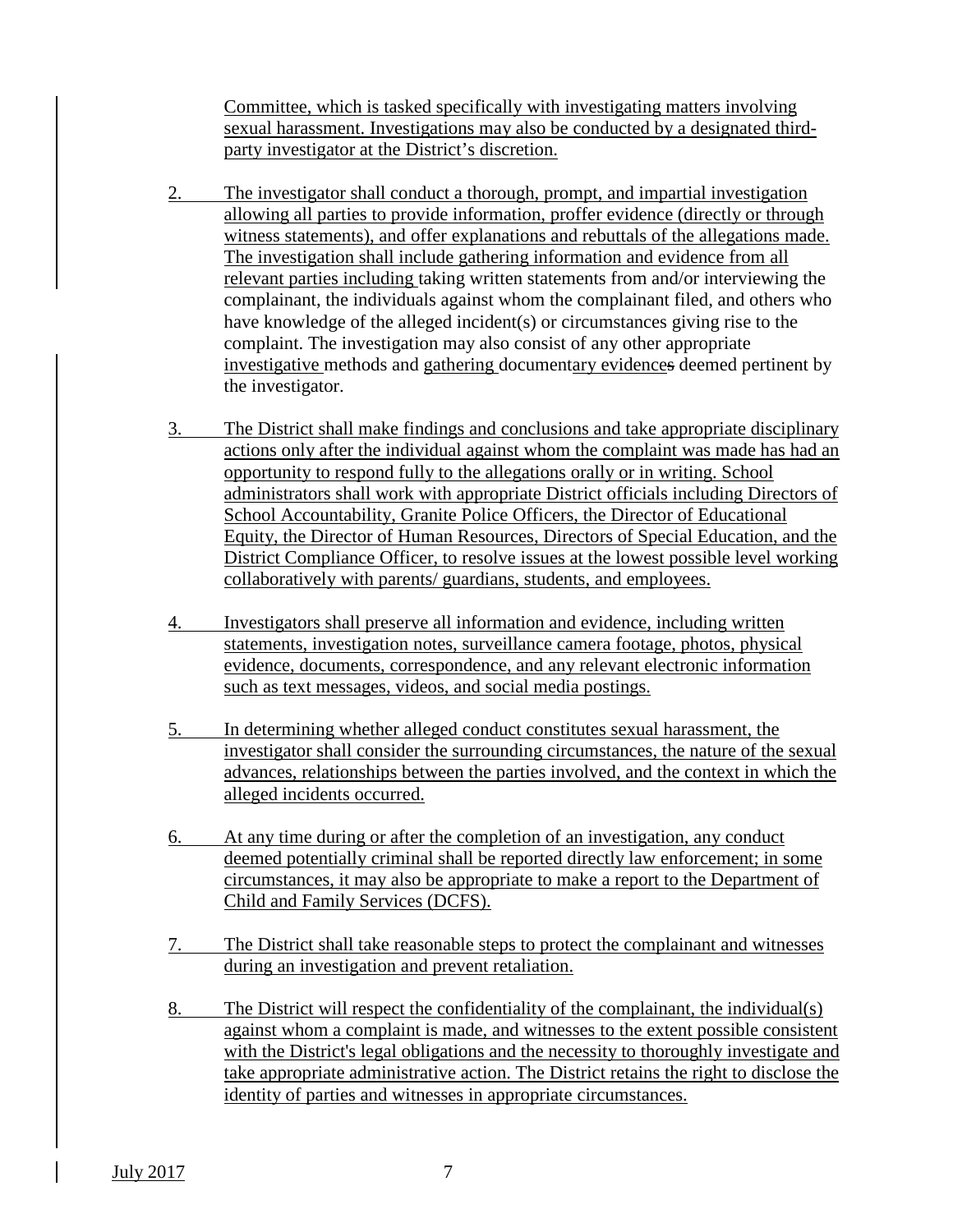Committee, which is tasked specifically with investigating matters involving sexual harassment. Investigations may also be conducted by a designated third-party investigator at the District's discretion.

2. The investigator shall conduct a thorough, prompt, and impartial investigation allowing all parties to provide information, proffer evidence (directly or through witness statements), and offer explanations and rebuttals of the allegations made. The investigation shall include gathering information and evidence from all relevant parties including taking written statements from and/or interviewing the complainant, the individuals against whom the complainant filed, and others who have knowledge of the alleged incident(s) or circumstances giving rise to the complaint. The investigation may also consist of any other appropriate investigative methods and gathering documentary evidence deemed pertinent by the investigator.

3. The District shall make findings and conclusions and take appropriate disciplinary actions only after the individual against whom the complaint was made has had an opportunity to respond fully to the allegations orally or in writing. School administrators shall work with appropriate District officials including Directors of School Accountability, Granite Police Officers, the Director of Educational Equity, the Director of Human Resources, Directors of Special Education, and the District Compliance Officer, to resolve issues at the lowest possible level working collaboratively with parents/ guardians, students, and employees.

4. Investigators shall preserve all information and evidence, including written statements, investigation notes, surveillance camera footage, photos, physical evidence, documents, correspondence, and any relevant electronic information such as text messages, videos, and social media postings.

5. In determining whether alleged conduct constitutes sexual harassment, the investigator shall consider the surrounding circumstances, the nature of the sexual advances, relationships between the parties involved, and the context in which the alleged incidents occurred.

6. At any time during or after the completion of an investigation, any conduct deemed potentially criminal shall be reported directly law enforcement; in some circumstances, it may also be appropriate to make a report to the Department of Child and Family Services (DCFS).

7. The District shall take reasonable steps to protect the complainant and witnesses during an investigation and prevent retaliation.

8. The District will respect the confidentiality of the complainant, the individual(s) against whom a complaint is made, and witnesses to the extent possible consistent with the District's legal obligations and the necessity to thoroughly investigate and take appropriate administrative action. The District retains the right to disclose the identity of parties and witnesses in appropriate circumstances.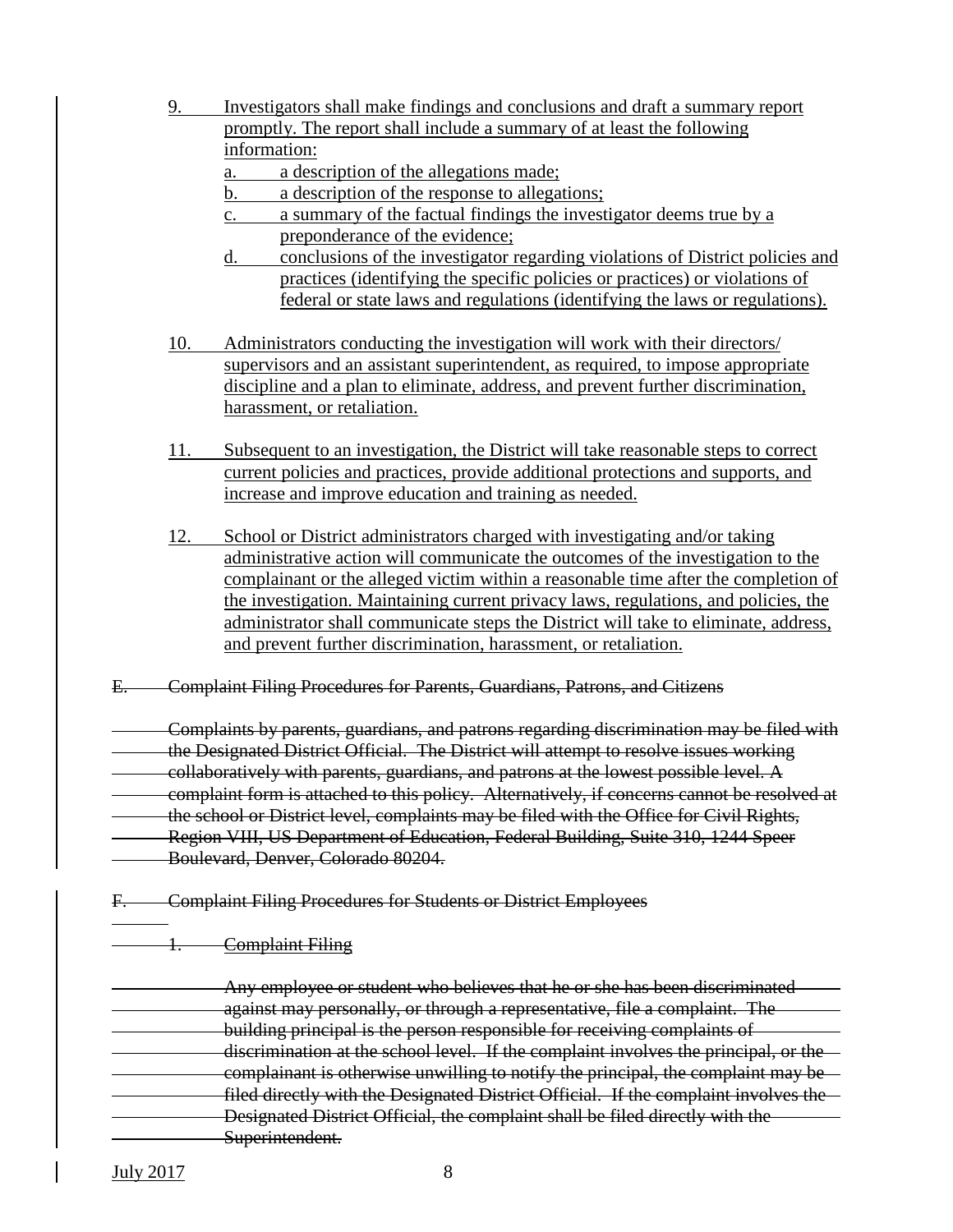9. Investigators shall make findings and conclusions and draft a summary report promptly. The report shall include a summary of at least the following information:
   a. a description of the allegations made;
   b. a description of the response to allegations;
   c. a summary of the factual findings the investigator deems true by a preponderance of the evidence;
   d. conclusions of the investigator regarding violations of District policies and practices (identifying the specific policies or practices) or violations of federal or state laws and regulations (identifying the laws or regulations).

10. Administrators conducting the investigation will work with their directors/ supervisors and an assistant superintendent, as required, to impose appropriate discipline and a plan to eliminate, address, and prevent further discrimination, harassment, or retaliation.

11. Subsequent to an investigation, the District will take reasonable steps to correct current policies and practices, provide additional protections and supports, and increase and improve education and training as needed.

12. School or District administrators charged with investigating and/or taking administrative action will communicate the outcomes of the investigation to the complainant or the alleged victim within a reasonable time after the completion of the investigation. Maintaining current privacy laws, regulations, and policies, the administrator shall communicate steps the District will take to eliminate, address, and prevent further discrimination, harassment, or retaliation.

~~E. Complaint Filing Procedures for Parents, Guardians, Patrons, and Citizens~~

~~Complaints by parents, guardians, and patrons regarding discrimination may be filed with the Designated District Official. The District will attempt to resolve issues working collaboratively with parents, guardians, and patrons at the lowest possible level. A complaint form is attached to this policy. Alternatively, if concerns cannot be resolved at the school or District level, complaints may be filed with the Office for Civil Rights, Region VIII, US Department of Education, Federal Building, Suite 310, 1244 Speer Boulevard, Denver, Colorado 80204.~~

~~F. Complaint Filing Procedures for Students or District Employees~~

~~1. Complaint Filing~~

~~Any employee or student who believes that he or she has been discriminated against may personally, or through a representative, file a complaint. The building principal is the person responsible for receiving complaints of discrimination at the school level. If the complaint involves the principal, or the complainant is otherwise unwilling to notify the principal, the complaint may be filed directly with the Designated District Official. If the complaint involves the Designated District Official, the complaint shall be filed directly with the Superintendent.~~

July 2017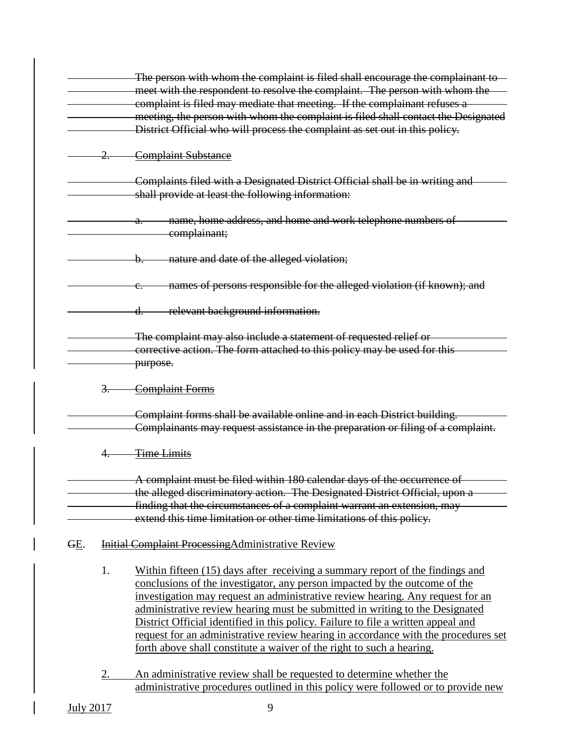~~The person with whom the complaint is filed shall encourage the complainant to meet with the respondent to resolve the complaint. The person with whom the complaint is filed may mediate that meeting. If the complainant refuses a meeting, the person with whom the complaint is filed shall contact the Designated District Official who will process the complaint as set out in this policy.~~

~~2. Complaint Substance~~

~~Complaints filed with a Designated District Official shall be in writing and shall provide at least the following information:~~

~~a. name, home address, and home and work telephone numbers of complainant;~~

~~b. nature and date of the alleged violation;~~

~~c. names of persons responsible for the alleged violation (if known); and~~

~~d. relevant background information.~~

~~The complaint may also include a statement of requested relief or corrective action. The form attached to this policy may be used for this purpose.~~

~~3. Complaint Forms~~

~~Complaint forms shall be available online and in each District building. Complainants may request assistance in the preparation or filing of a complaint.~~

~~4. Time Limits~~

~~A complaint must be filed within 180 calendar days of the occurrence of the alleged discriminatory action. The Designated District Official, upon a finding that the circumstances of a complaint warrant an extension, may extend this time limitation or other time limitations of this policy.~~

~~G~~E. ~~Initial Complaint Processing~~Administrative Review

1. Within fifteen (15) days after receiving a summary report of the findings and conclusions of the investigator, any person impacted by the outcome of the investigation may request an administrative review hearing. Any request for an administrative review hearing must be submitted in writing to the Designated District Official identified in this policy. Failure to file a written appeal and request for an administrative review hearing in accordance with the procedures set forth above shall constitute a waiver of the right to such a hearing.

2. An administrative review shall be requested to determine whether the administrative procedures outlined in this policy were followed or to provide new

July 2017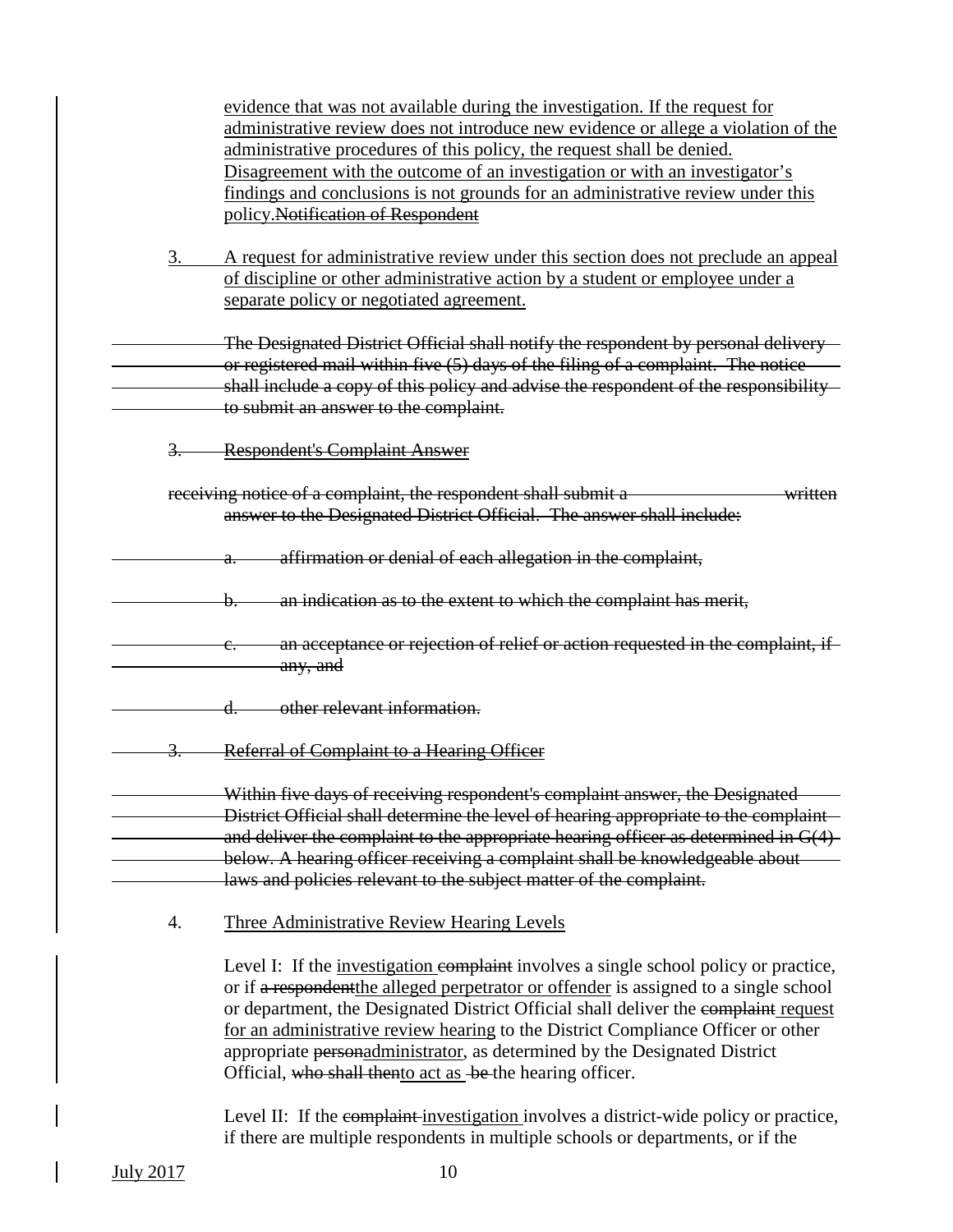evidence that was not available during the investigation. If the request for administrative review does not introduce new evidence or allege a violation of the administrative procedures of this policy, the request shall be denied. Disagreement with the outcome of an investigation or with an investigator's findings and conclusions is not grounds for an administrative review under this policy.~~Notification of Respondent~~

3. A request for administrative review under this section does not preclude an appeal of discipline or other administrative action by a student or employee under a separate policy or negotiated agreement.

~~The Designated District Official shall notify the respondent by personal delivery or registered mail within five (5) days of the filing of a complaint. The notice shall include a copy of this policy and advise the respondent of the responsibility to submit an answer to the complaint.~~

~~3. Respondent's Complaint Answer~~

~~receiving notice of a complaint, the respondent shall submit a written answer to the Designated District Official. The answer shall include:~~

~~a. affirmation or denial of each allegation in the complaint,~~

~~b. an indication as to the extent to which the complaint has merit,~~

~~c. an acceptance or rejection of relief or action requested in the complaint, if any, and~~

~~d. other relevant information.~~

~~3. Referral of Complaint to a Hearing Officer~~

~~Within five days of receiving respondent's complaint answer, the Designated District Official shall determine the level of hearing appropriate to the complaint and deliver the complaint to the appropriate hearing officer as determined in G(4) below. A hearing officer receiving a complaint shall be knowledgeable about laws and policies relevant to the subject matter of the complaint.~~

4. Three Administrative Review Hearing Levels

Level I: If the investigation ~~complaint~~ involves a single school policy or practice, or if ~~a respondent~~the alleged perpetrator or offender is assigned to a single school or department, the Designated District Official shall deliver the ~~complaint~~ request for an administrative review hearing to the District Compliance Officer or other appropriate ~~person~~administrator, as determined by the Designated District Official, ~~who shall then~~to act as ~~be~~ the hearing officer.

Level II: If the ~~complaint~~ investigation involves a district-wide policy or practice, if there are multiple respondents in multiple schools or departments, or if the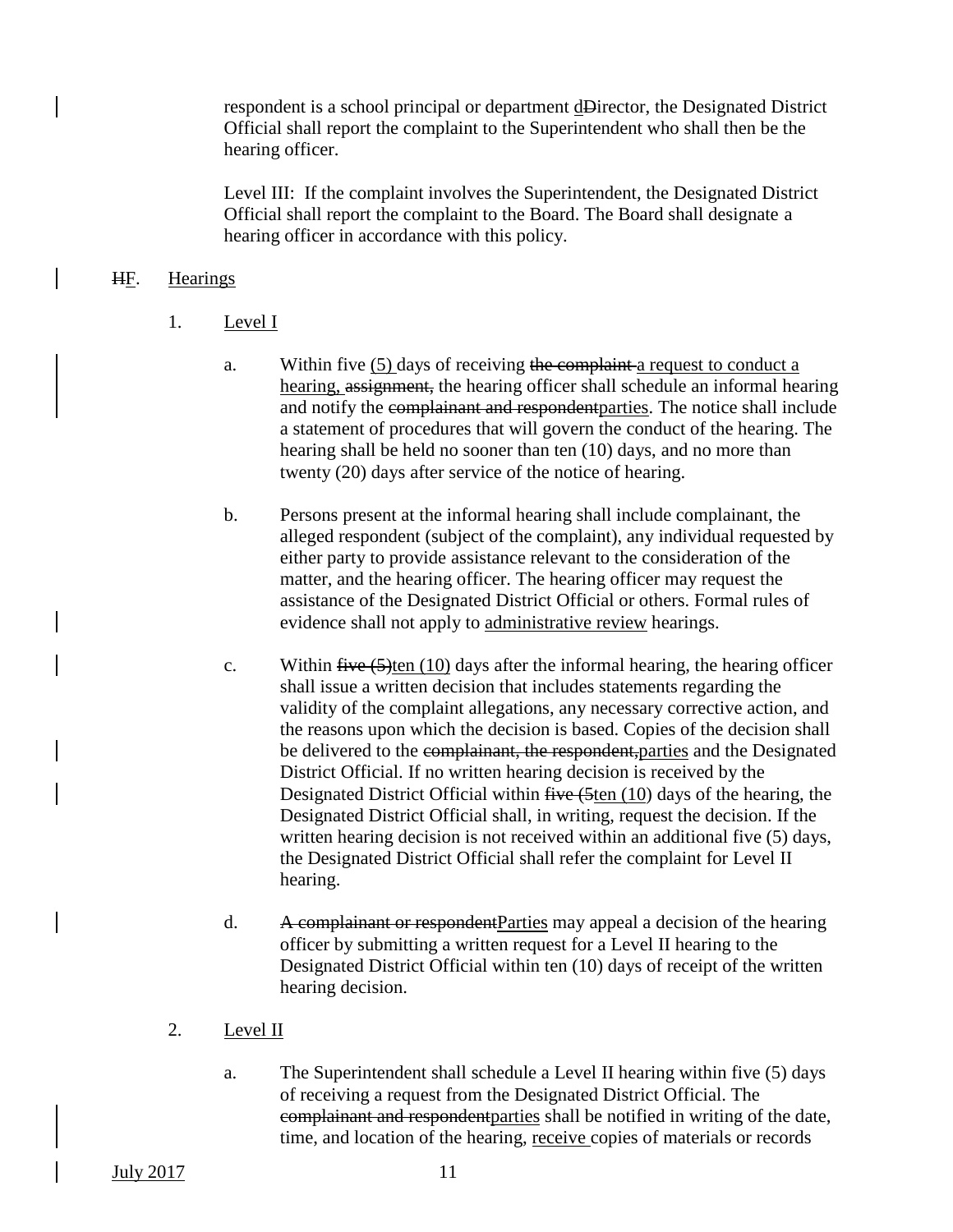respondent is a school principal or department ~~D~~<u>d</u>irector, the Designated District Official shall report the complaint to the Superintendent who shall then be the hearing officer.

Level III: If the complaint involves the Superintendent, the Designated District Official shall report the complaint to the Board. The Board shall designate a hearing officer in accordance with this policy.

~~H~~<u>F</u>. <u>Hearings</u>

1. <u>Level I</u>

   a. Within five <u>(5)</u> days of receiving ~~the complaint~~ <u>a request to conduct a hearing,</u> ~~assignment,~~ the hearing officer shall schedule an informal hearing and notify the ~~complainant and respondent~~<u>parties</u>. The notice shall include a statement of procedures that will govern the conduct of the hearing. The hearing shall be held no sooner than ten (10) days, and no more than twenty (20) days after service of the notice of hearing.

   b. Persons present at the informal hearing shall include complainant, the alleged respondent (subject of the complaint), any individual requested by either party to provide assistance relevant to the consideration of the matter, and the hearing officer. The hearing officer may request the assistance of the Designated District Official or others. Formal rules of evidence shall not apply to <u>administrative review</u> hearings.

   c. Within ~~five (5)~~<u>ten (10)</u> days after the informal hearing, the hearing officer shall issue a written decision that includes statements regarding the validity of the complaint allegations, any necessary corrective action, and the reasons upon which the decision is based. Copies of the decision shall be delivered to the ~~complainant, the respondent,~~<u>parties</u> and the Designated District Official. If no written hearing decision is received by the Designated District Official within ~~five (5~~<u>ten (10</u>) days of the hearing, the Designated District Official shall, in writing, request the decision. If the written hearing decision is not received within an additional five (5) days, the Designated District Official shall refer the complaint for Level II hearing.

   d. ~~A complainant or respondent~~<u>Parties</u> may appeal a decision of the hearing officer by submitting a written request for a Level II hearing to the Designated District Official within ten (10) days of receipt of the written hearing decision.

2. <u>Level II</u>

   a. The Superintendent shall schedule a Level II hearing within five (5) days of receiving a request from the Designated District Official. The ~~complainant and respondent~~<u>parties</u> shall be notified in writing of the date, time, and location of the hearing, <u>receive</u> copies of materials or records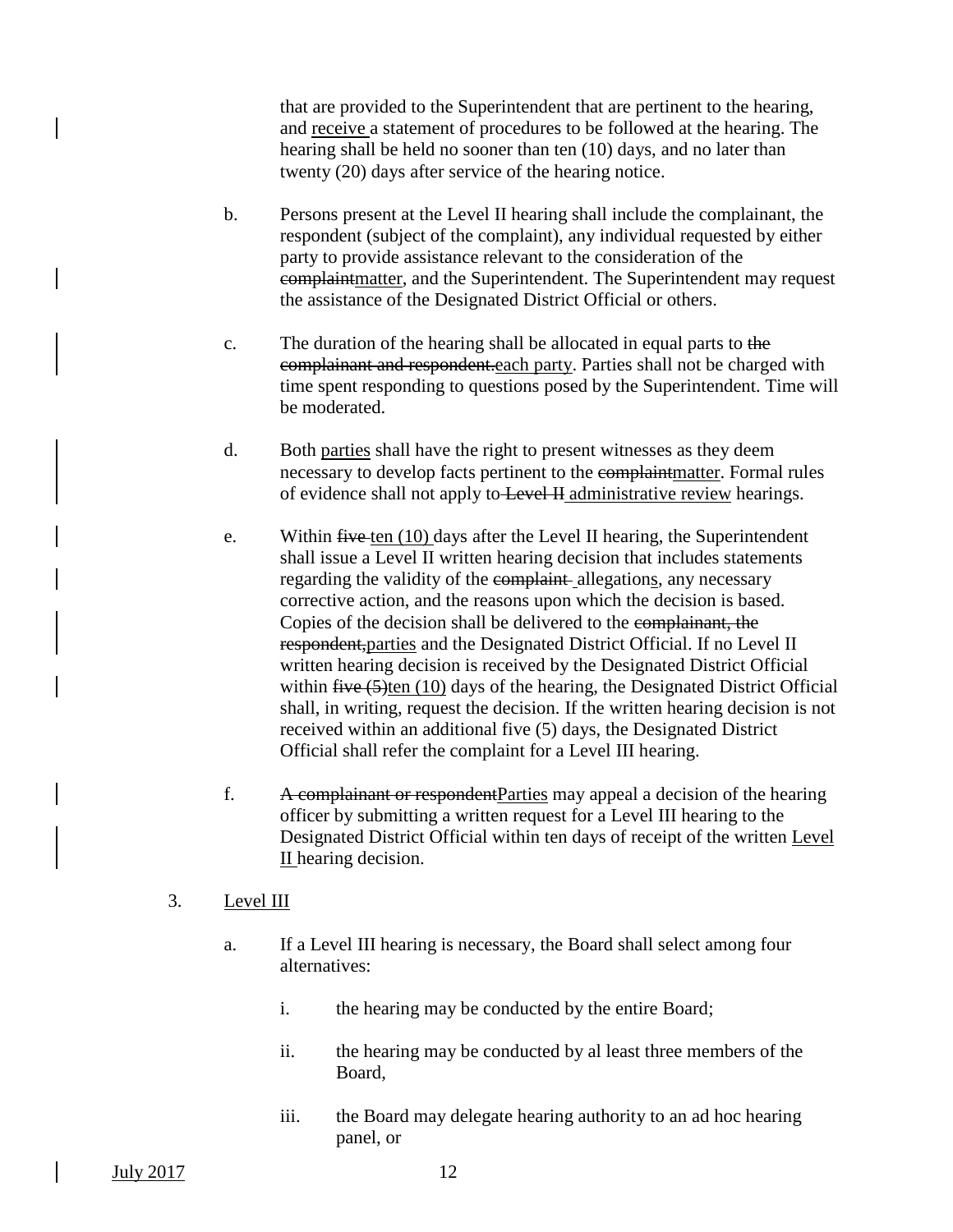that are provided to the Superintendent that are pertinent to the hearing, and <u>receive</u> a statement of procedures to be followed at the hearing. The hearing shall be held no sooner than ten (10) days, and no later than twenty (20) days after service of the hearing notice.

b. Persons present at the Level II hearing shall include the complainant, the respondent (subject of the complaint), any individual requested by either party to provide assistance relevant to the consideration of the ~~complaint~~<u>matter</u>, and the Superintendent. The Superintendent may request the assistance of the Designated District Official or others.

c. The duration of the hearing shall be allocated in equal parts to ~~the complainant and respondent.~~<u>each party</u>. Parties shall not be charged with time spent responding to questions posed by the Superintendent. Time will be moderated.

d. Both <u>parties</u> shall have the right to present witnesses as they deem necessary to develop facts pertinent to the ~~complaint~~<u>matter</u>. Formal rules of evidence shall not apply to ~~Level II~~ <u>administrative review</u> hearings.

e. Within ~~five~~ <u>ten (10)</u> days after the Level II hearing, the Superintendent shall issue a Level II written hearing decision that includes statements regarding the validity of the ~~complaint~~ allegation<u>s</u>, any necessary corrective action, and the reasons upon which the decision is based. Copies of the decision shall be delivered to the ~~complainant, the respondent,~~<u>parties</u> and the Designated District Official. If no Level II written hearing decision is received by the Designated District Official within ~~five (5)~~<u>ten (10)</u> days of the hearing, the Designated District Official shall, in writing, request the decision. If the written hearing decision is not received within an additional five (5) days, the Designated District Official shall refer the complaint for a Level III hearing.

f. ~~A complainant or respondent~~<u>Parties</u> may appeal a decision of the hearing officer by submitting a written request for a Level III hearing to the Designated District Official within ten days of receipt of the written <u>Level II</u> hearing decision.

3. <u>Level III</u>

a. If a Level III hearing is necessary, the Board shall select among four alternatives:

i. the hearing may be conducted by the entire Board;

ii. the hearing may be conducted by al least three members of the Board,

iii. the Board may delegate hearing authority to an ad hoc hearing panel, or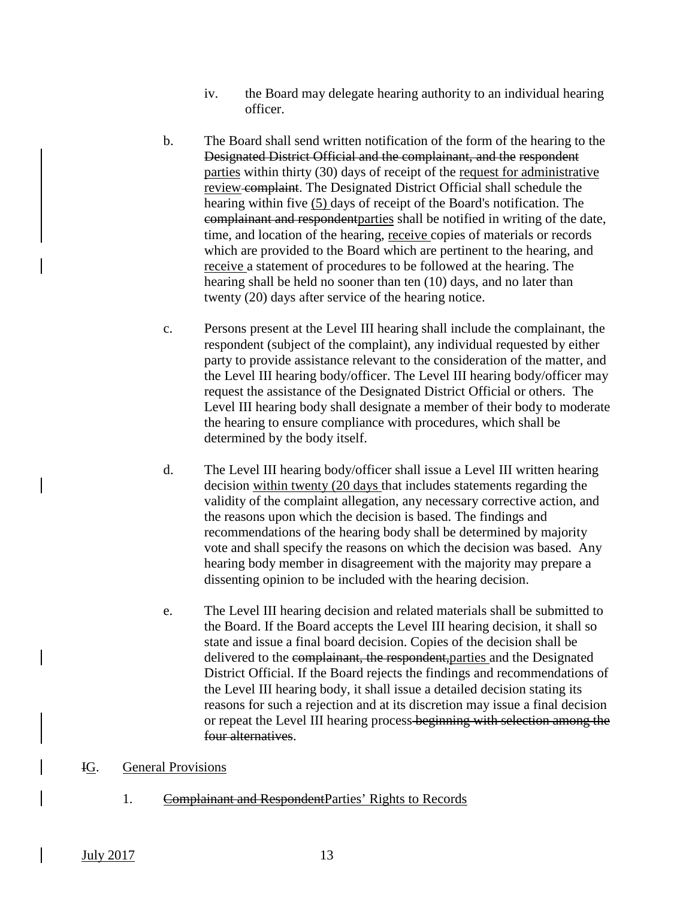iv. the Board may delegate hearing authority to an individual hearing officer.

b. The Board shall send written notification of the form of the hearing to the ~~Designated District Official and the complainant, and the respondent~~ parties within thirty (30) days of receipt of the request for administrative review ~~complaint~~. The Designated District Official shall schedule the hearing within five (5) days of receipt of the Board's notification. The ~~complainant and respondent~~parties shall be notified in writing of the date, time, and location of the hearing, receive copies of materials or records which are provided to the Board which are pertinent to the hearing, and receive a statement of procedures to be followed at the hearing. The hearing shall be held no sooner than ten (10) days, and no later than twenty (20) days after service of the hearing notice.

c. Persons present at the Level III hearing shall include the complainant, the respondent (subject of the complaint), any individual requested by either party to provide assistance relevant to the consideration of the matter, and the Level III hearing body/officer. The Level III hearing body/officer may request the assistance of the Designated District Official or others. The Level III hearing body shall designate a member of their body to moderate the hearing to ensure compliance with procedures, which shall be determined by the body itself.

d. The Level III hearing body/officer shall issue a Level III written hearing decision within twenty (20 days that includes statements regarding the validity of the complaint allegation, any necessary corrective action, and the reasons upon which the decision is based. The findings and recommendations of the hearing body shall be determined by majority vote and shall specify the reasons on which the decision was based. Any hearing body member in disagreement with the majority may prepare a dissenting opinion to be included with the hearing decision.

e. The Level III hearing decision and related materials shall be submitted to the Board. If the Board accepts the Level III hearing decision, it shall so state and issue a final board decision. Copies of the decision shall be delivered to the ~~complainant, the respondent,~~parties and the Designated District Official. If the Board rejects the findings and recommendations of the Level III hearing body, it shall issue a detailed decision stating its reasons for such a rejection and at its discretion may issue a final decision or repeat the Level III hearing process ~~beginning with selection among the four alternatives~~.

~~I~~G. General Provisions

1. ~~Complainant and Respondent~~Parties' Rights to Records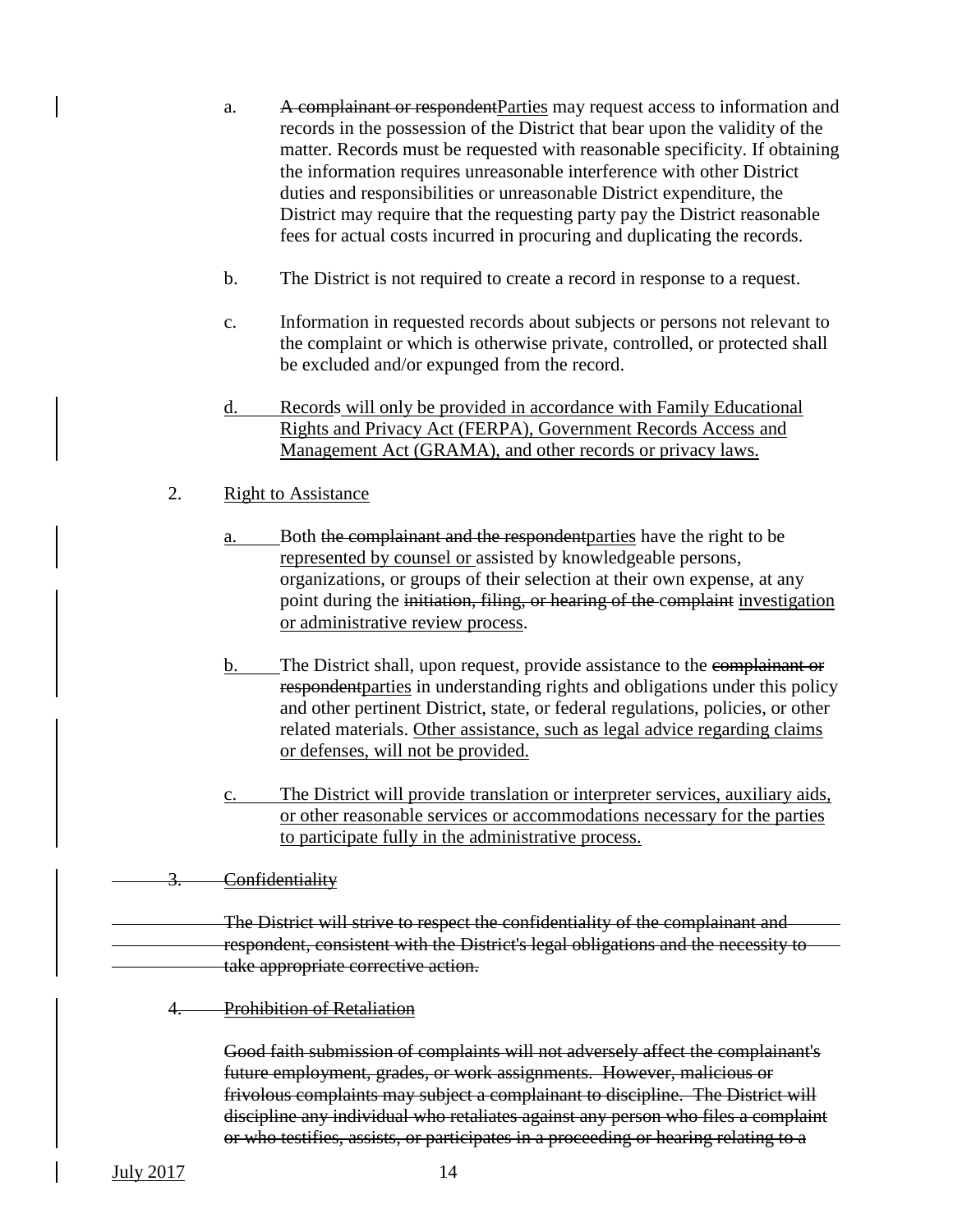a. ~~A complainant or respondent~~Parties may request access to information and records in the possession of the District that bear upon the validity of the matter. Records must be requested with reasonable specificity. If obtaining the information requires unreasonable interference with other District duties and responsibilities or unreasonable District expenditure, the District may require that the requesting party pay the District reasonable fees for actual costs incurred in procuring and duplicating the records.

b. The District is not required to create a record in response to a request.

c. Information in requested records about subjects or persons not relevant to the complaint or which is otherwise private, controlled, or protected shall be excluded and/or expunged from the record.

d. Records will only be provided in accordance with Family Educational Rights and Privacy Act (FERPA), Government Records Access and Management Act (GRAMA), and other records or privacy laws.

2. Right to Assistance

a. Both ~~the complainant and the respondent~~parties have the right to be represented by counsel or assisted by knowledgeable persons, organizations, or groups of their selection at their own expense, at any point during the ~~initiation, filing, or hearing of the complaint~~ investigation or administrative review process.

b. The District shall, upon request, provide assistance to the ~~complainant or respondent~~parties in understanding rights and obligations under this policy and other pertinent District, state, or federal regulations, policies, or other related materials. Other assistance, such as legal advice regarding claims or defenses, will not be provided.

c. The District will provide translation or interpreter services, auxiliary aids, or other reasonable services or accommodations necessary for the parties to participate fully in the administrative process.

~~3. Confidentiality~~

~~The District will strive to respect the confidentiality of the complainant and respondent, consistent with the District's legal obligations and the necessity to take appropriate corrective action.~~

~~4. Prohibition of Retaliation~~

~~Good faith submission of complaints will not adversely affect the complainant's future employment, grades, or work assignments. However, malicious or frivolous complaints may subject a complainant to discipline. The District will discipline any individual who retaliates against any person who files a complaint or who testifies, assists, or participates in a proceeding or hearing relating to a~~

July 2017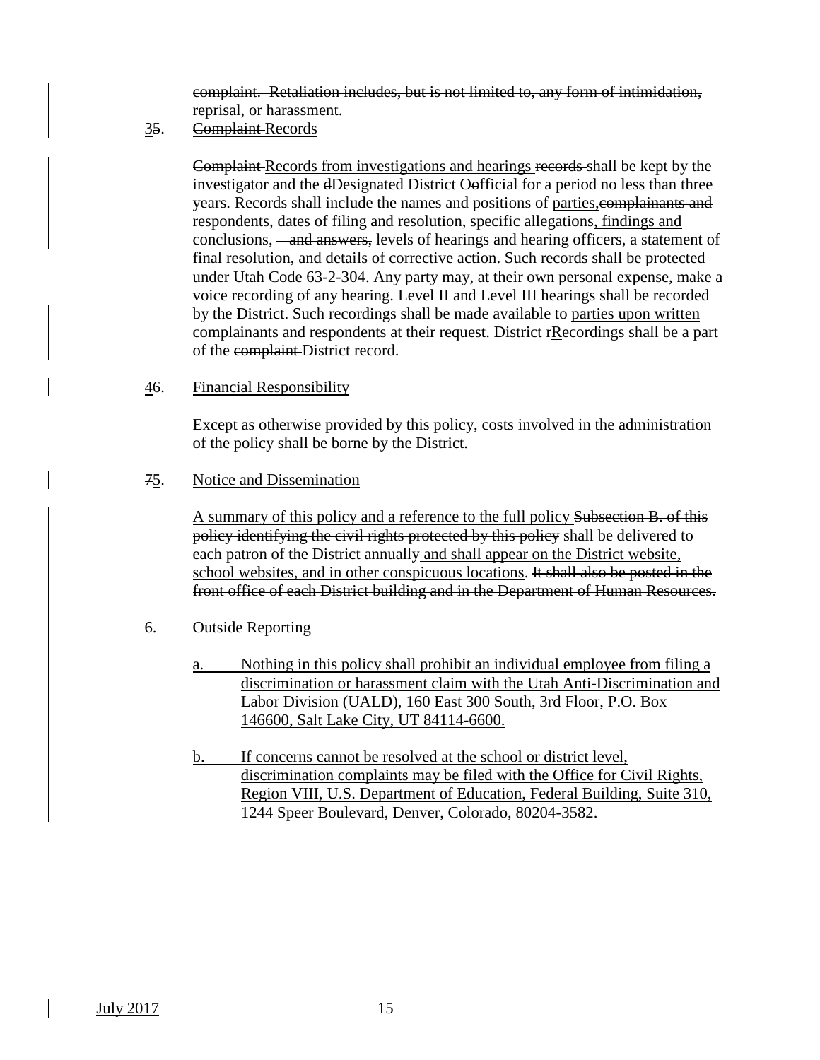complaint. Retaliation includes, but is not limited to, any form of intimidation, reprisal, or harassment.

35. Complaint Records

Complaint Records from investigations and hearings records shall be kept by the investigator and the dDesignated District Oofficial for a period no less than three years. Records shall include the names and positions of parties,complainants and respondents, dates of filing and resolution, specific allegations, findings and conclusions, and answers, levels of hearings and hearing officers, a statement of final resolution, and details of corrective action. Such records shall be protected under Utah Code 63-2-304. Any party may, at their own personal expense, make a voice recording of any hearing. Level II and Level III hearings shall be recorded by the District. Such recordings shall be made available to parties upon written complainants and respondents at their request. District rRecordings shall be a part of the complaint District record.

46. Financial Responsibility

Except as otherwise provided by this policy, costs involved in the administration of the policy shall be borne by the District.

75. Notice and Dissemination

A summary of this policy and a reference to the full policy Subsection B. of this policy identifying the civil rights protected by this policy shall be delivered to each patron of the District annually and shall appear on the District website, school websites, and in other conspicuous locations. It shall also be posted in the front office of each District building and in the Department of Human Resources.

6. Outside Reporting

a. Nothing in this policy shall prohibit an individual employee from filing a discrimination or harassment claim with the Utah Anti-Discrimination and Labor Division (UALD), 160 East 300 South, 3rd Floor, P.O. Box 146600, Salt Lake City, UT 84114-6600.

b. If concerns cannot be resolved at the school or district level, discrimination complaints may be filed with the Office for Civil Rights, Region VIII, U.S. Department of Education, Federal Building, Suite 310, 1244 Speer Boulevard, Denver, Colorado, 80204-3582.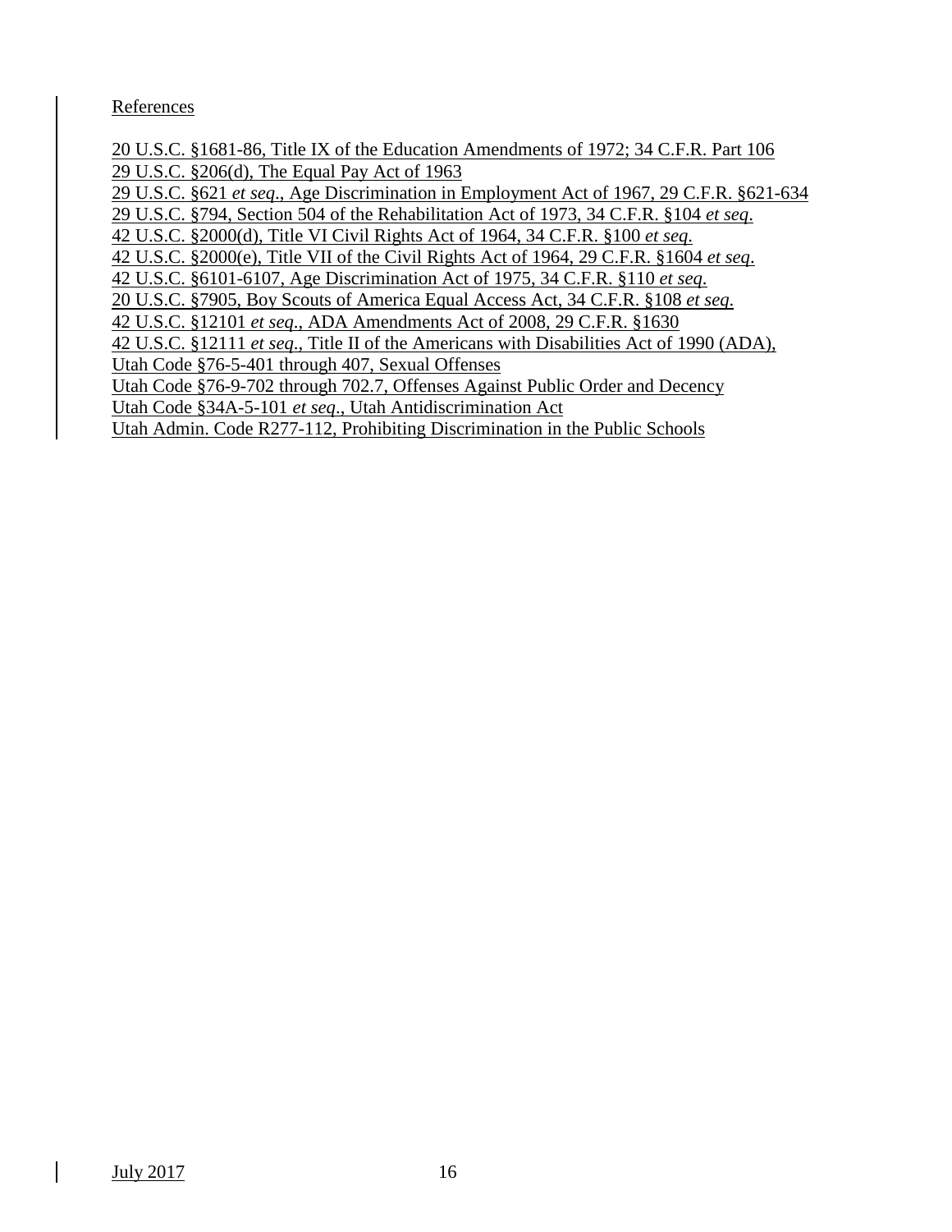References

20 U.S.C. §1681-86, Title IX of the Education Amendments of 1972; 34 C.F.R. Part 106
29 U.S.C. §206(d), The Equal Pay Act of 1963
29 U.S.C. §621 *et seq*., Age Discrimination in Employment Act of 1967, 29 C.F.R. §621-634
29 U.S.C. §794, Section 504 of the Rehabilitation Act of 1973, 34 C.F.R. §104 *et seq*.
42 U.S.C. §2000(d), Title VI Civil Rights Act of 1964, 34 C.F.R. §100 *et seq*.
42 U.S.C. §2000(e), Title VII of the Civil Rights Act of 1964, 29 C.F.R. §1604 *et seq*.
42 U.S.C. §6101-6107, Age Discrimination Act of 1975, 34 C.F.R. §110 *et seq.*
20 U.S.C. §7905, Boy Scouts of America Equal Access Act, 34 C.F.R. §108 *et seq.*
42 U.S.C. §12101 *et seq*., ADA Amendments Act of 2008, 29 C.F.R. §1630
42 U.S.C. §12111 *et seq*., Title II of the Americans with Disabilities Act of 1990 (ADA),
Utah Code §76-5-401 through 407, Sexual Offenses
Utah Code §76-9-702 through 702.7, Offenses Against Public Order and Decency
Utah Code §34A-5-101 *et seq*., Utah Antidiscrimination Act
Utah Admin. Code R277-112, Prohibiting Discrimination in the Public Schools

July 2017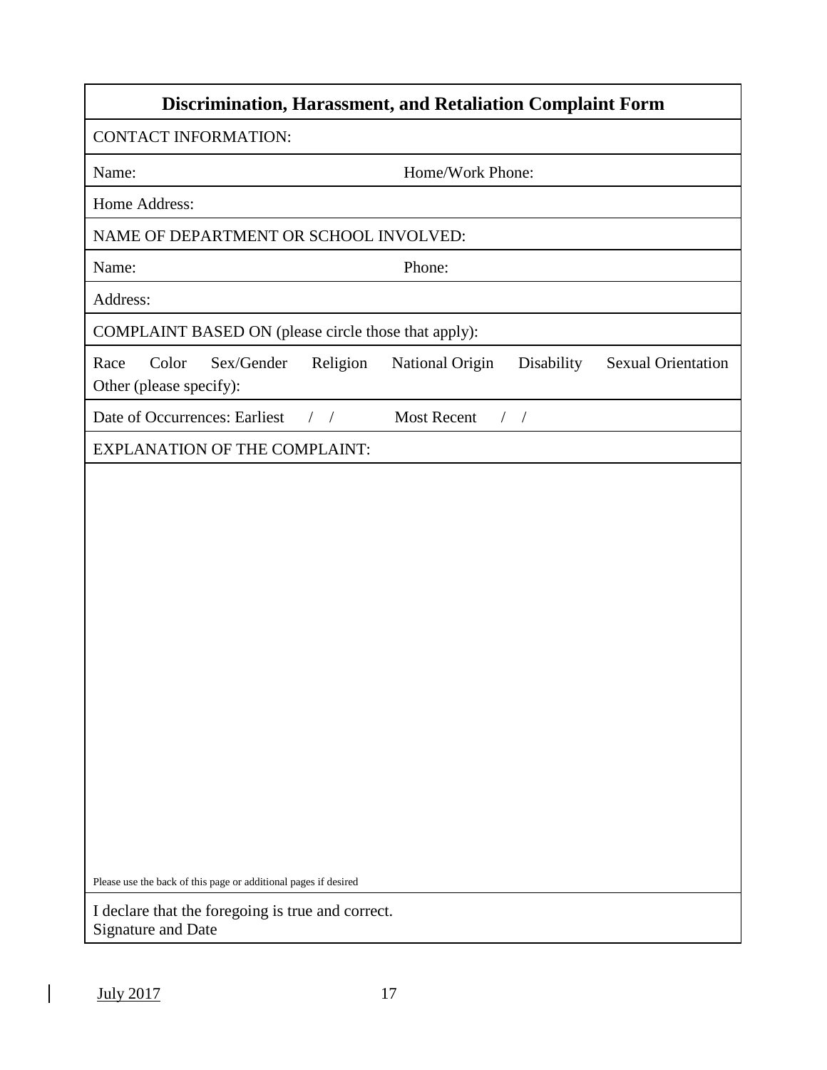## Discrimination, Harassment, and Retaliation Complaint Form

CONTACT INFORMATION:

Name: Home/Work Phone:

Home Address:

NAME OF DEPARTMENT OR SCHOOL INVOLVED:

Name: Phone:

Address:

COMPLAINT BASED ON (please circle those that apply):

Race Color Sex/Gender Religion National Origin Disability Sexual Orientation
Other (please specify):

Date of Occurrences: Earliest / / Most Recent / /

EXPLANATION OF THE COMPLAINT:

Please use the back of this page or additional pages if desired

I declare that the foregoing is true and correct.
Signature and Date

July 2017